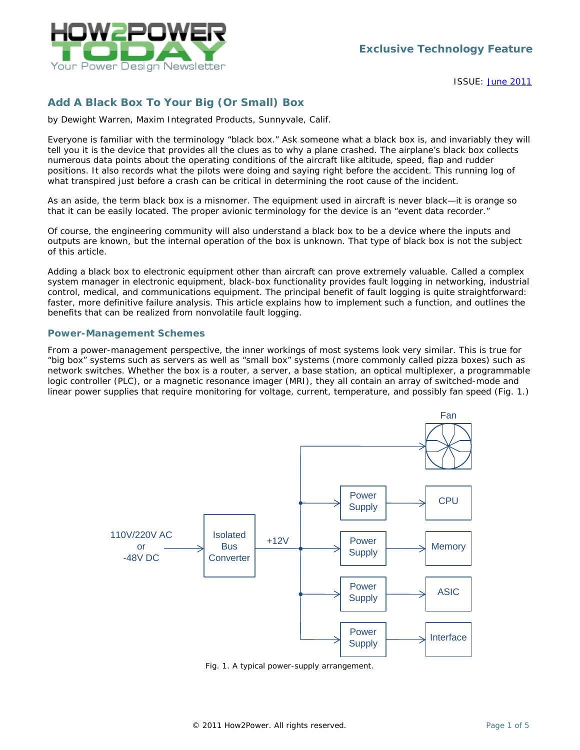Exclusive Technology Feature

ISSUE: June 2011

## Add A Black Box To Your Big (Or Small) Box

by Dewight Warren, Maxim Integrated Products, Sunnyvale, Calif.

Everyone is familiar with the terminology "black box." Ask someone what a black box is, and invariably they will tell you it is the device that provides all the clues as to why a plane crashed. The airplane's black box collects numerous data points about the operating conditions of the aircraft like altitude, speed, flap and rudder positions. It also records what the pilots were doing and saying right before the accident. This running log of what transpired just before a crash can be critical in determining the root cause of the incident.

As an aside, the term black box is a misnomer. The equipment used in aircraft is never black—it is orange so that it can be easily located. The proper avionic terminology for the device is an "event data recorder."

Of course, the engineering community will also understand a black box to be a device where the inputs and outputs are known, but the internal operation of the box is unknown. That type of black box is not the subject of this article.

Adding a black box to electronic equipment other than aircraft can prove extremely valuable. Called a complex system manager in electronic equipment, black-box functionality provides fault logging in networking, industrial control, medical, and communications equipment. The principal benefit of fault logging is quite straightforward: faster, more definitive failure analysis. This article explains how to implement such a function, and outlines the benefits that can be realized from nonvolatile fault logging.

### Power-Management Schemes

From a power-management perspective, the inner workings of most systems look very similar. This is true for "big box" systems such as servers as well as "small box" systems (more commonly called pizza boxes) such as network switches. Whether the box is a router, a server, a base station, an optical multiplexer, a programmable logic controller (PLC), or a magnetic resonance imager (MRI), they all contain an array of switched-mode and linear power supplies that require monitoring for voltage, current, temperature, and possibly fan speed (Fig. 1.)

Fig. 1. A typical power-supply arrangement.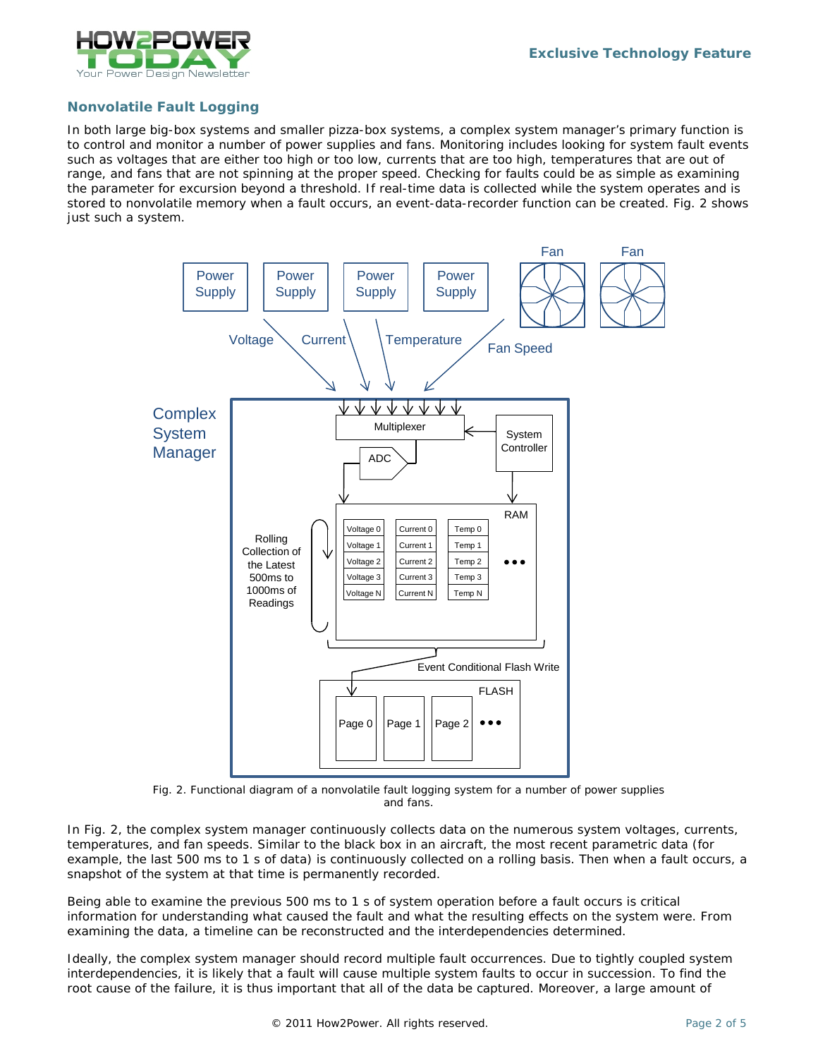## Nonvolatile Fault Logging

In both large big-box systems and smaller pizza-box systems, a complex system manager's primary function is to control and monitor a number of power supplies and fans. Monitoring includes looking for system fault events such as voltages that are either too high or too low, currents that are too high, temperatures that are out of range, and fans that are not spinning at the proper speed. Checking for faults could be as simple as examining the parameter for excursion beyond a threshold. If real-time data is collected while the system operates and is stored to nonvolatile memory when a fault occurs, an event-data-recorder function can be created. Fig. 2 shows just such a system.

Fig. 2. Functional diagram of a nonvolatile fault logging system for a number of power supplies and fans.

In Fig. 2, the complex system manager continuously collects data on the numerous system voltages, currents, temperatures, and fan speeds. Similar to the black box in an aircraft, the most recent parametric data (for example, the last 500 ms to 1 s of data) is continuously collected on a rolling basis. Then when a fault occurs, a snapshot of the system at that time is permanently recorded.

Being able to examine the previous 500 ms to 1 s of system operation before a fault occurs is critical information for understanding what caused the fault and what the resulting effects on the system were. From examining the data, a timeline can be reconstructed and the interdependencies determined.

Ideally, the complex system manager should record multiple fault occurrences. Due to tightly coupled system interdependencies, it is likely that a fault will cause multiple system faults to occur in succession. To find the root cause of the failure, it is thus important that all of the data be captured. Moreover, a large amount of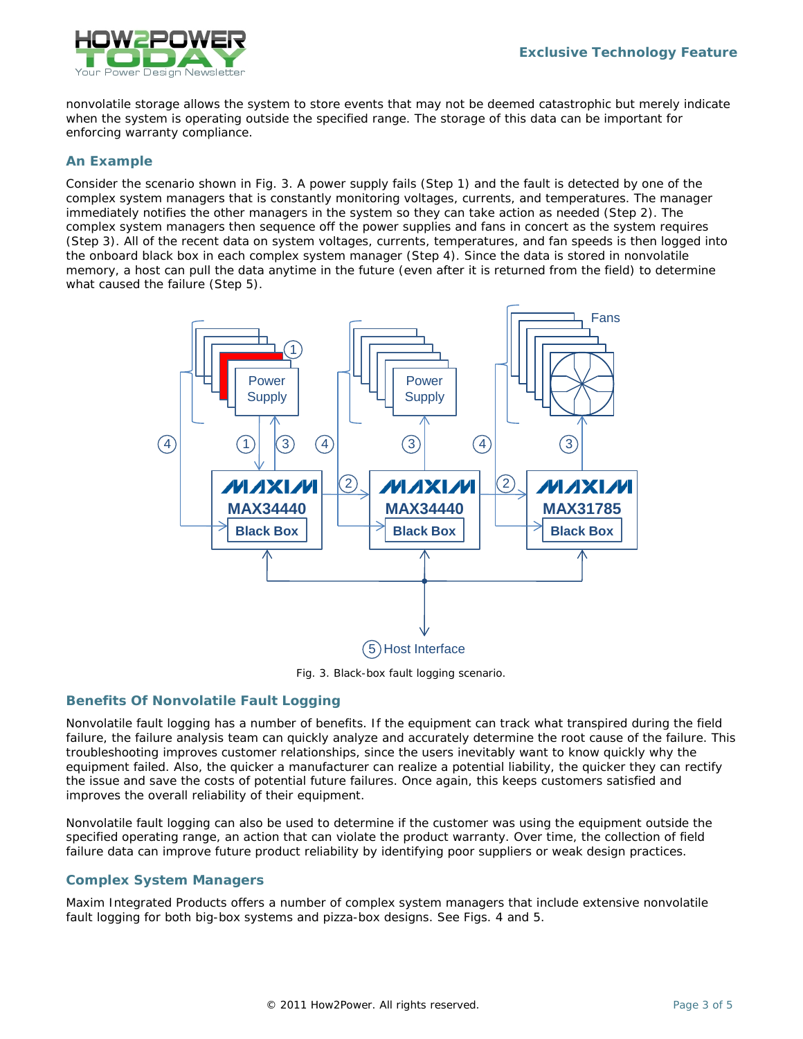nonvolatile storage allows the system to store events that may not be deemed catastrophic but merely indicate when the system is operating outside the specified range. The storage of this data can be important for enforcing warranty compliance.

### An Example

Consider the scenario shown in Fig. 3. A power supply fails (Step 1) and the fault is detected by one of the complex system managers that is constantly monitoring voltages, currents, and temperatures. The manager immediately notifies the other managers in the system so they can take action as needed (Step 2). The complex system managers then sequence off the power supplies and fans in concert as the system requires (Step 3). All of the recent data on system voltages, currents, temperatures, and fan speeds is then logged into the onboard black box in each complex system manager (Step 4). Since the data is stored in nonvolatile memory, a host can pull the data anytime in the future (even after it is returned from the field) to determine what caused the failure (Step 5).

Fig. 3. Black-box fault logging scenario.

### Benefits Of Nonvolatile Fault Logging

Nonvolatile fault logging has a number of benefits. If the equipment can track what transpired during the field failure, the failure analysis team can quickly analyze and accurately determine the root cause of the failure. This troubleshooting improves customer relationships, since the users inevitably want to know quickly why the equipment failed. Also, the quicker a manufacturer can realize a potential liability, the quicker they can rectify the issue and save the costs of potential future failures. Once again, this keeps customers satisfied and improves the overall reliability of their equipment.

Nonvolatile fault logging can also be used to determine if the customer was using the equipment outside the specified operating range, an action that can violate the product warranty. Over time, the collection of field failure data can improve future product reliability by identifying poor suppliers or weak design practices.

### Complex System Managers

Maxim Integrated Products offers a number of complex system managers that include extensive nonvolatile fault logging for both big-box systems and pizza-box designs. See Figs. 4 and 5.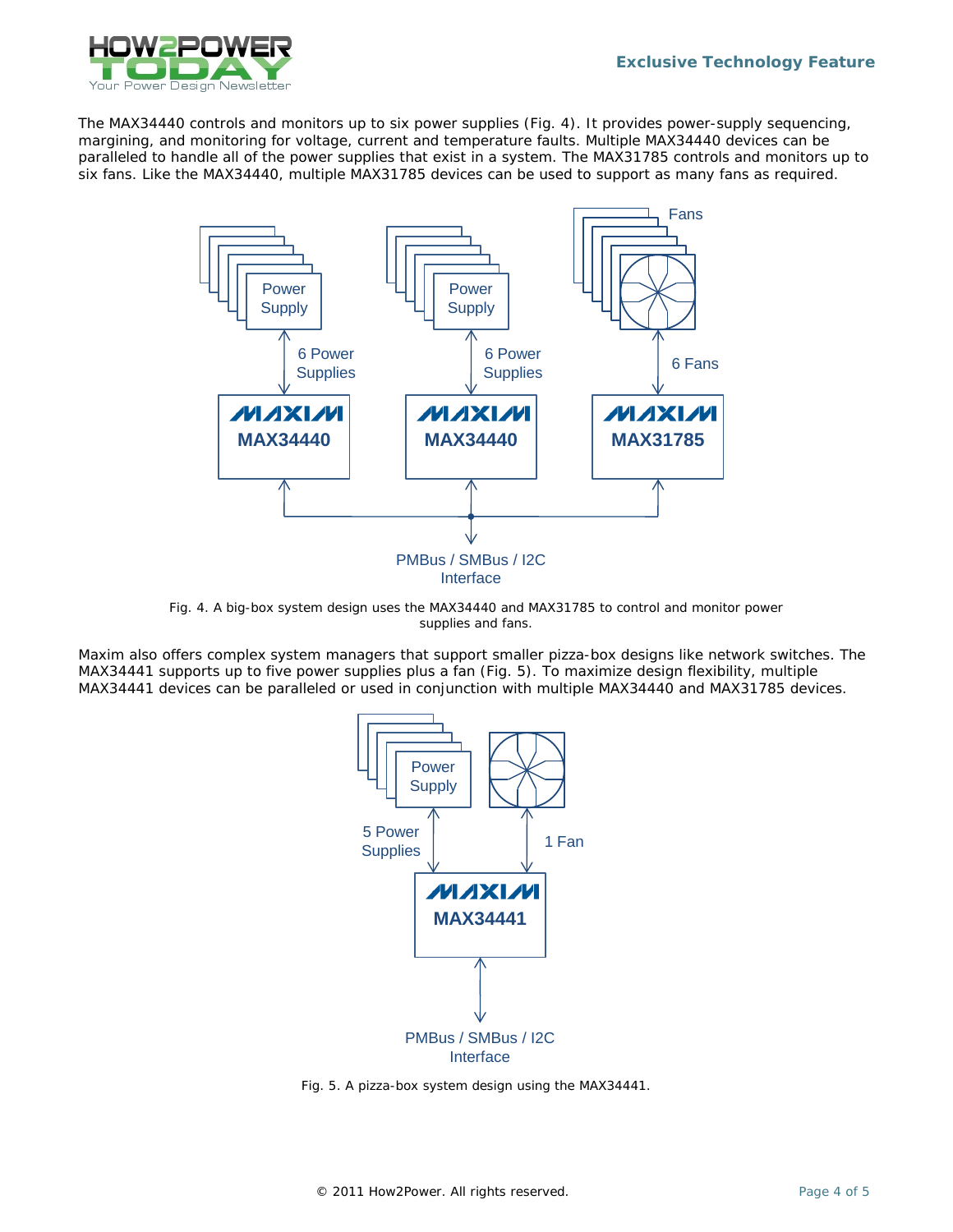The MAX34440 controls and monitors up to six power supplies (Fig. 4). It provides power-supply sequencing, margining, and monitoring for voltage, current and temperature faults. Multiple MAX34440 devices can be paralleled to handle all of the power supplies that exist in a system. The MAX31785 controls and monitors up to six fans. Like the MAX34440, multiple MAX31785 devices can be used to support as many fans as required.

Fig. 4. A big-box system design uses the MAX34440 and MAX31785 to control and monitor power supplies and fans.

Maxim also offers complex system managers that support smaller pizza-box designs like network switches. The MAX34441 supports up to five power supplies plus a fan (Fig. 5). To maximize design flexibility, multiple MAX34441 devices can be paralleled or used in conjunction with multiple MAX34440 and MAX31785 devices.

Fig. 5. A pizza-box system design using the MAX34441.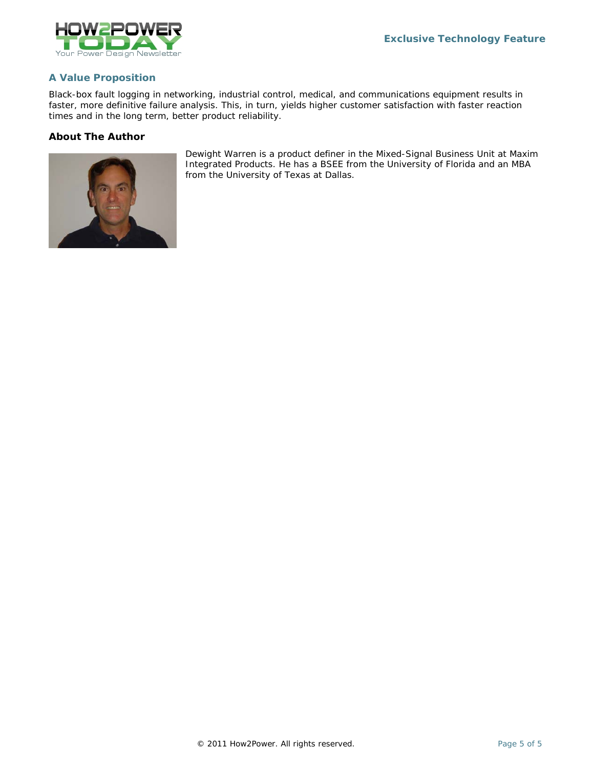## A Value Proposition

Black-box fault logging in networking, industrial control, medical, and communications equipment results in faster, more definitive failure analysis. This, in turn, yields higher customer satisfaction with faster reaction times and in the long term, better product reliability.

### About The Author

Dewight Warren is a product definer in the Mixed-Signal Business Unit at Maxim Integrated Products. He has a BSEE from the University of Florida and an MBA from the University of Texas at Dallas.